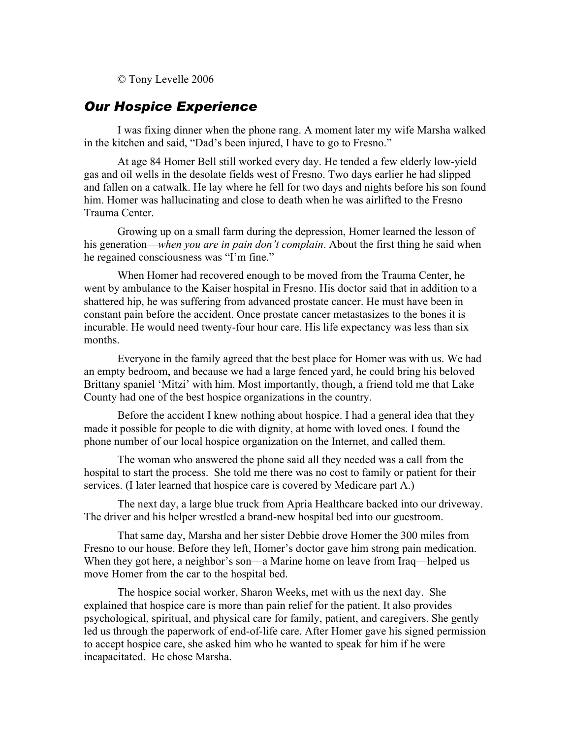© Tony Levelle 2006

## *Our Hospice Experience*

I was fixing dinner when the phone rang. A moment later my wife Marsha walked in the kitchen and said, "Dad's been injured, I have to go to Fresno."

At age 84 Homer Bell still worked every day. He tended a few elderly low-yield gas and oil wells in the desolate fields west of Fresno. Two days earlier he had slipped and fallen on a catwalk. He lay where he fell for two days and nights before his son found him. Homer was hallucinating and close to death when he was airlifted to the Fresno Trauma Center.

Growing up on a small farm during the depression, Homer learned the lesson of his generation—*when you are in pain don't complain*. About the first thing he said when he regained consciousness was "I'm fine."

When Homer had recovered enough to be moved from the Trauma Center, he went by ambulance to the Kaiser hospital in Fresno. His doctor said that in addition to a shattered hip, he was suffering from advanced prostate cancer. He must have been in constant pain before the accident. Once prostate cancer metastasizes to the bones it is incurable. He would need twenty-four hour care. His life expectancy was less than six months.

Everyone in the family agreed that the best place for Homer was with us. We had an empty bedroom, and because we had a large fenced yard, he could bring his beloved Brittany spaniel 'Mitzi' with him. Most importantly, though, a friend told me that Lake County had one of the best hospice organizations in the country.

Before the accident I knew nothing about hospice. I had a general idea that they made it possible for people to die with dignity, at home with loved ones. I found the phone number of our local hospice organization on the Internet, and called them.

The woman who answered the phone said all they needed was a call from the hospital to start the process. She told me there was no cost to family or patient for their services. (I later learned that hospice care is covered by Medicare part A.)

The next day, a large blue truck from Apria Healthcare backed into our driveway. The driver and his helper wrestled a brand-new hospital bed into our guestroom.

That same day, Marsha and her sister Debbie drove Homer the 300 miles from Fresno to our house. Before they left, Homer's doctor gave him strong pain medication. When they got here, a neighbor's son—a Marine home on leave from Iraq—helped us move Homer from the car to the hospital bed.

The hospice social worker, Sharon Weeks, met with us the next day. She explained that hospice care is more than pain relief for the patient. It also provides psychological, spiritual, and physical care for family, patient, and caregivers. She gently led us through the paperwork of end-of-life care. After Homer gave his signed permission to accept hospice care, she asked him who he wanted to speak for him if he were incapacitated. He chose Marsha.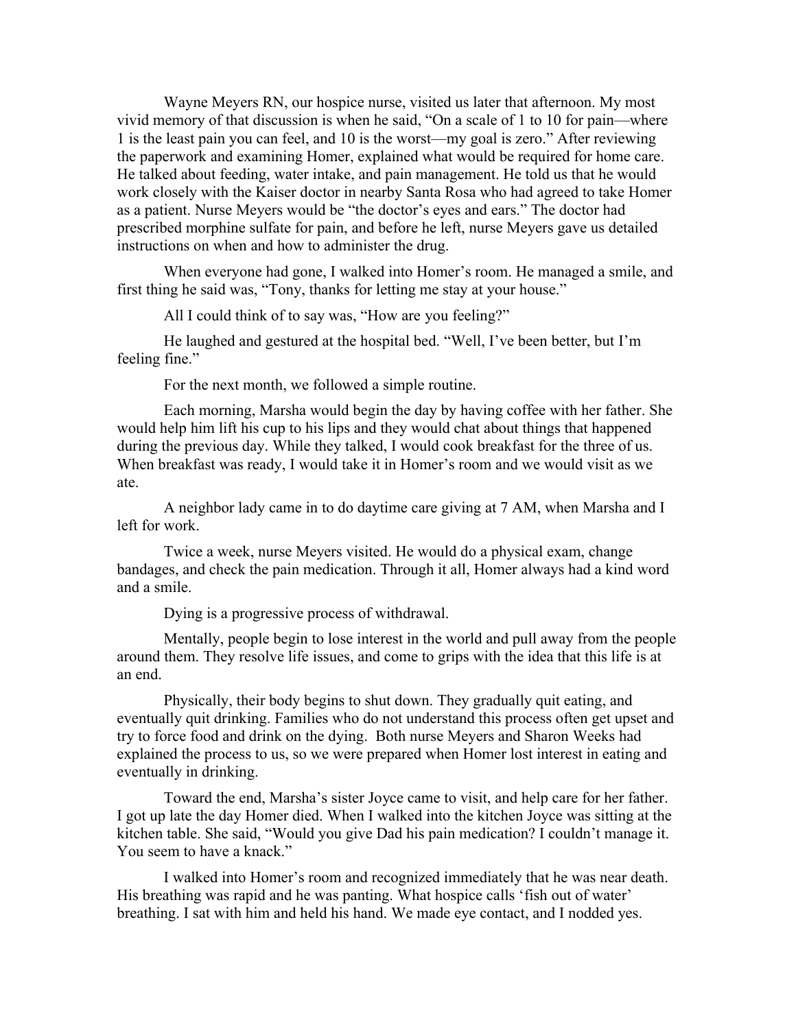Wayne Meyers RN, our hospice nurse, visited us later that afternoon. My most vivid memory of that discussion is when he said, "On a scale of 1 to 10 for pain—where 1 is the least pain you can feel, and 10 is the worst—my goal is zero." After reviewing the paperwork and examining Homer, explained what would be required for home care. He talked about feeding, water intake, and pain management. He told us that he would work closely with the Kaiser doctor in nearby Santa Rosa who had agreed to take Homer as a patient. Nurse Meyers would be "the doctor's eyes and ears." The doctor had prescribed morphine sulfate for pain, and before he left, nurse Meyers gave us detailed instructions on when and how to administer the drug.

When everyone had gone, I walked into Homer's room. He managed a smile, and first thing he said was, "Tony, thanks for letting me stay at your house."

All I could think of to say was, "How are you feeling?"

He laughed and gestured at the hospital bed. "Well, I've been better, but I'm feeling fine."

For the next month, we followed a simple routine.

Each morning, Marsha would begin the day by having coffee with her father. She would help him lift his cup to his lips and they would chat about things that happened during the previous day. While they talked, I would cook breakfast for the three of us. When breakfast was ready, I would take it in Homer's room and we would visit as we ate.

A neighbor lady came in to do daytime care giving at 7 AM, when Marsha and I left for work.

Twice a week, nurse Meyers visited. He would do a physical exam, change bandages, and check the pain medication. Through it all, Homer always had a kind word and a smile.

Dying is a progressive process of withdrawal.

Mentally, people begin to lose interest in the world and pull away from the people around them. They resolve life issues, and come to grips with the idea that this life is at an end.

Physically, their body begins to shut down. They gradually quit eating, and eventually quit drinking. Families who do not understand this process often get upset and try to force food and drink on the dying. Both nurse Meyers and Sharon Weeks had explained the process to us, so we were prepared when Homer lost interest in eating and eventually in drinking.

Toward the end, Marsha's sister Joyce came to visit, and help care for her father. I got up late the day Homer died. When I walked into the kitchen Joyce was sitting at the kitchen table. She said, "Would you give Dad his pain medication? I couldn't manage it. You seem to have a knack."

I walked into Homer's room and recognized immediately that he was near death. His breathing was rapid and he was panting. What hospice calls 'fish out of water' breathing. I sat with him and held his hand. We made eye contact, and I nodded yes.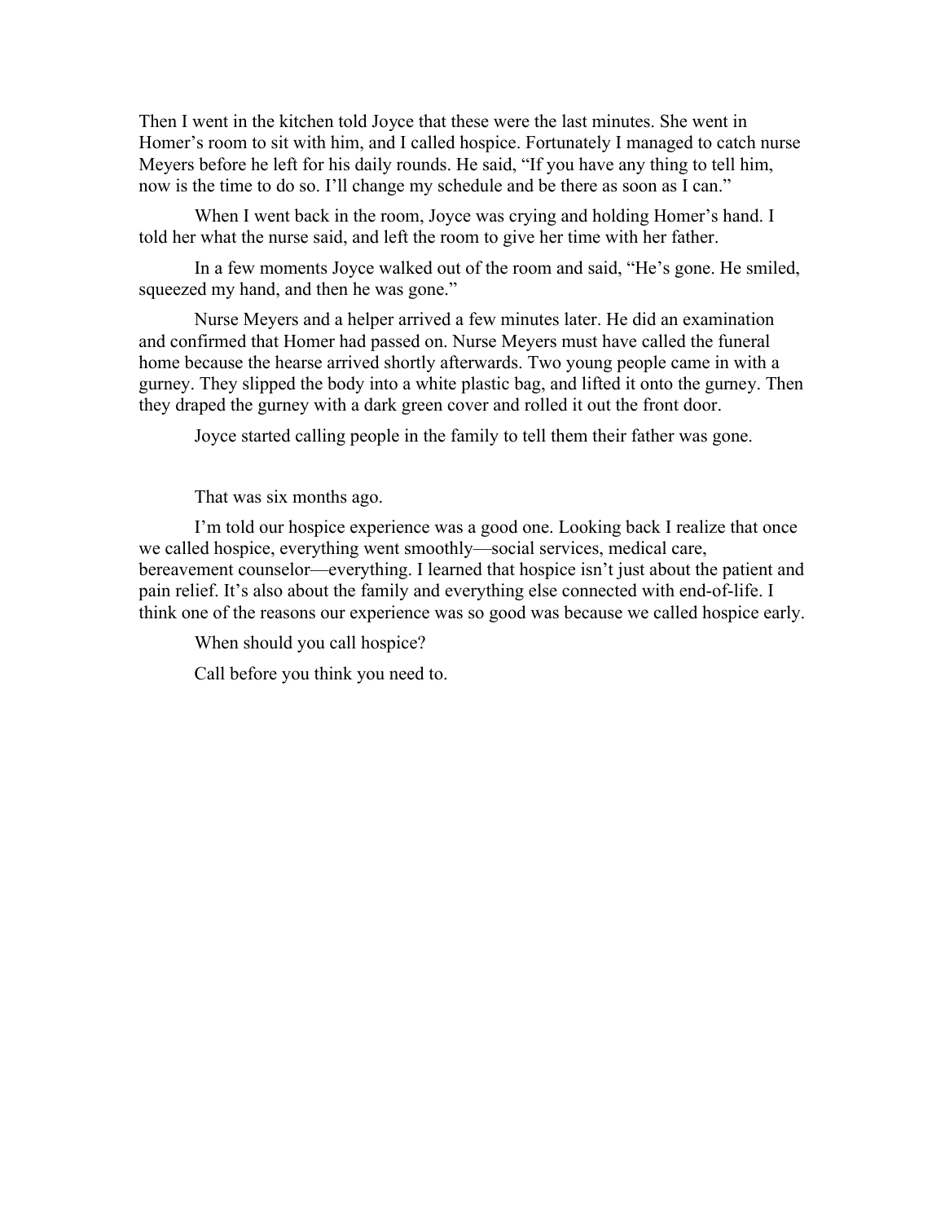Then I went in the kitchen told Joyce that these were the last minutes. She went in Homer's room to sit with him, and I called hospice. Fortunately I managed to catch nurse Meyers before he left for his daily rounds. He said, "If you have any thing to tell him, now is the time to do so. I'll change my schedule and be there as soon as I can."

When I went back in the room, Joyce was crying and holding Homer's hand. I told her what the nurse said, and left the room to give her time with her father.

In a few moments Joyce walked out of the room and said, "He's gone. He smiled, squeezed my hand, and then he was gone."

Nurse Meyers and a helper arrived a few minutes later. He did an examination and confirmed that Homer had passed on. Nurse Meyers must have called the funeral home because the hearse arrived shortly afterwards. Two young people came in with a gurney. They slipped the body into a white plastic bag, and lifted it onto the gurney. Then they draped the gurney with a dark green cover and rolled it out the front door.

Joyce started calling people in the family to tell them their father was gone.

That was six months ago.

I'm told our hospice experience was a good one. Looking back I realize that once we called hospice, everything went smoothly—social services, medical care, bereavement counselor—everything. I learned that hospice isn't just about the patient and pain relief. It's also about the family and everything else connected with end-of-life. I think one of the reasons our experience was so good was because we called hospice early.

When should you call hospice?

Call before you think you need to.